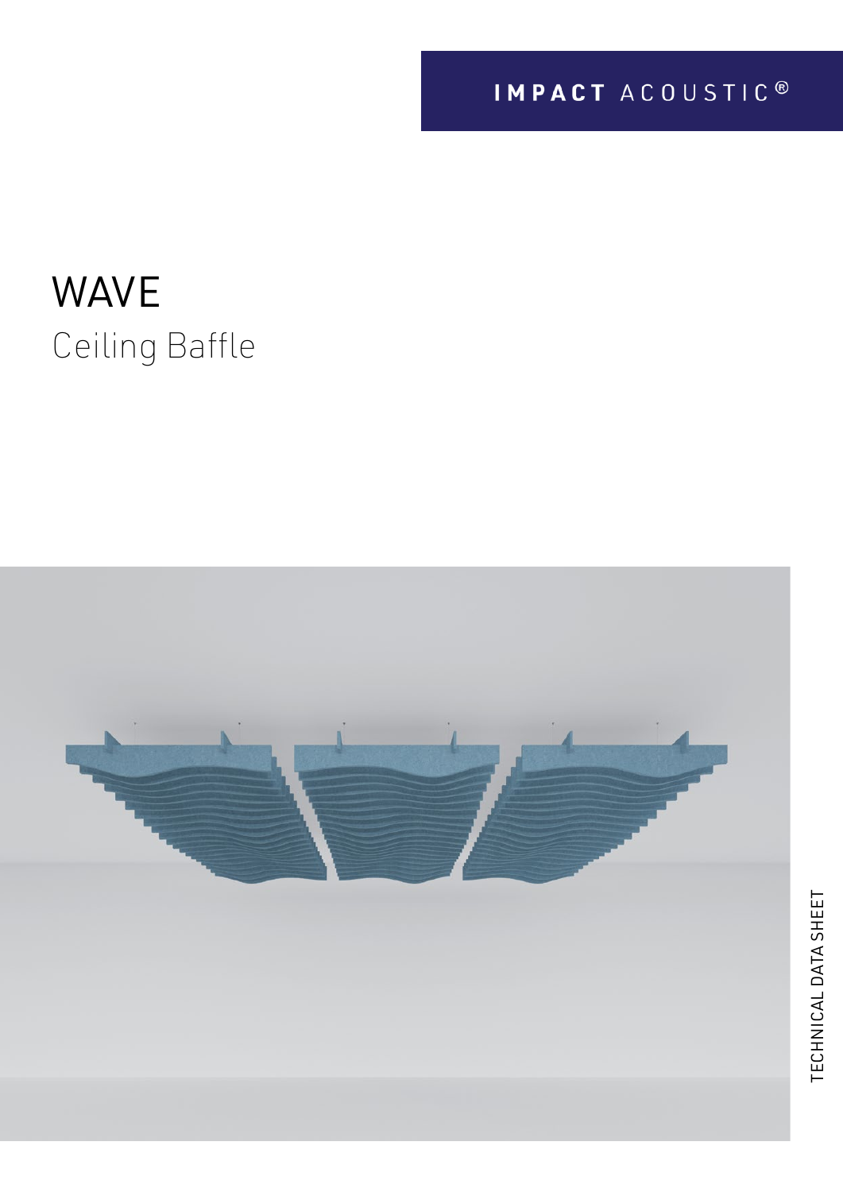**IMPACT** ACOUSTIC®

# WAVE

## Ceiling Baffle

TECHNICAL DATA SHEET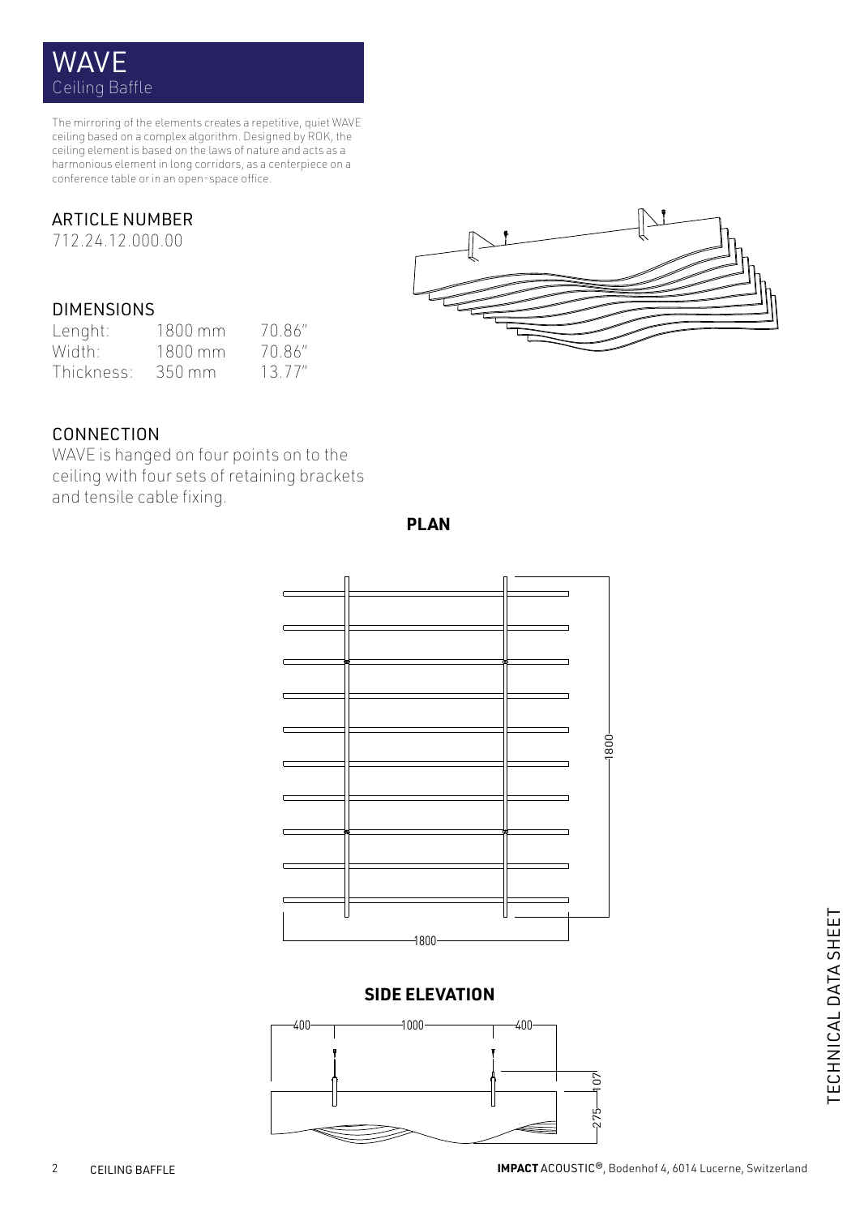# WAVE

## Ceiling Baffle

The mirroring of the elements creates a repetitive, quiet WAVE ceiling based on a complex algorithm. Designed by ROK, the ceiling element is based on the laws of nature and acts as a harmonious element in long corridors, as a centerpiece on a conference table or in an open-space office.

## ARTICLE NUMBER

712.24.12.000.00

## DIMENSIONS

| | | |
|---|---|---|
| Lenght: | 1800 mm | 70.86" |
| Width: | 1800 mm | 70.86" |
| Thickness: | 350 mm | 13.77" |

## CONNECTION

WAVE is hanged on four points on to the ceiling with four sets of retaining brackets and tensile cable fixing.

**PLAN**

1800

1800

**SIDE ELEVATION**

400 1000 400

107

275

TECHNICAL DATA SHEET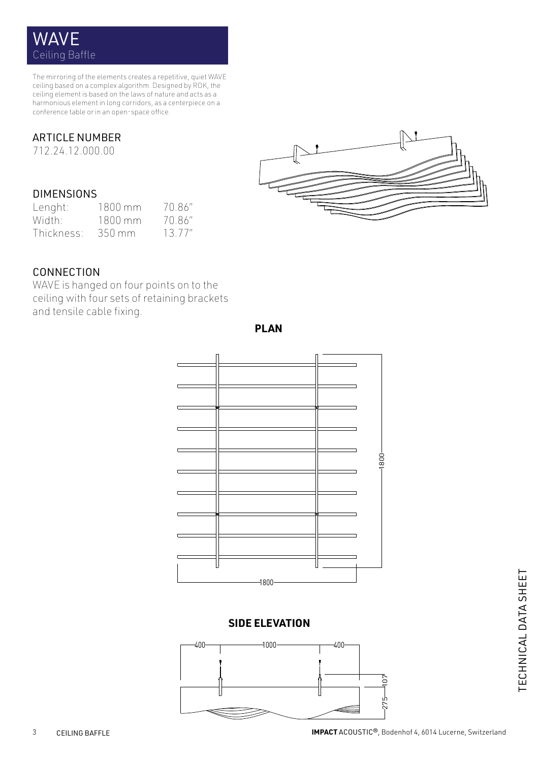# WAVE

Ceiling Baffle

The mirroring of the elements creates a repetitive, quiet WAVE ceiling based on a complex algorithm. Designed by ROK, the ceiling element is based on the laws of nature and acts as a harmonious element in long corridors, as a centerpiece on a conference table or in an open-space office.

## ARTICLE NUMBER

712.24.12.000.00

## DIMENSIONS

| | | |
|---|---|---|
| Lenght: | 1800 mm | 70.86" |
| Width: | 1800 mm | 70.86" |
| Thickness: | 350 mm | 13.77" |

## CONNECTION

WAVE is hanged on four points on to the ceiling with four sets of retaining brackets and tensile cable fixing.

**PLAN**

1800

1800

**SIDE ELEVATION**

400 1000 400

107

275

TECHNICAL DATA SHEET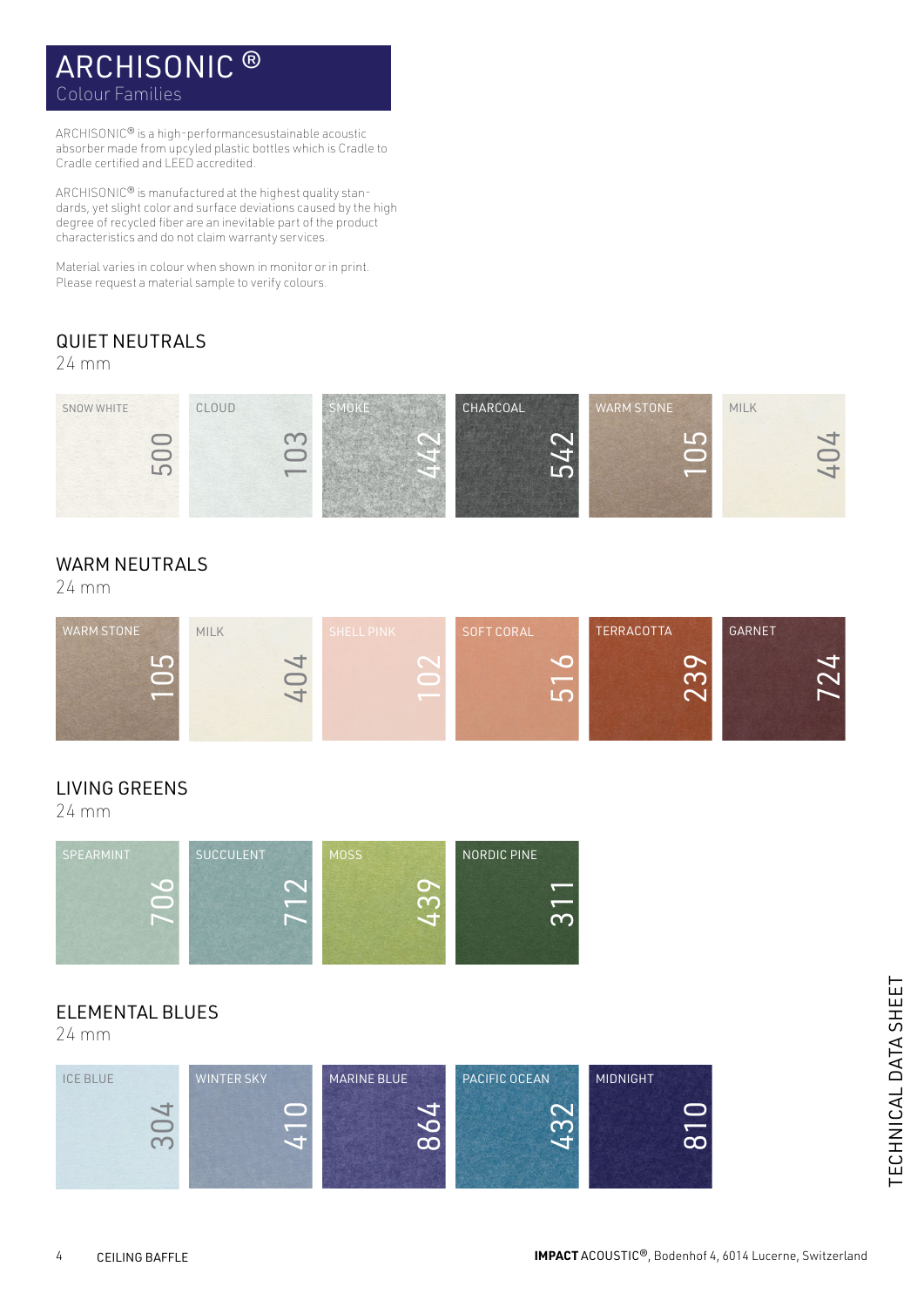# ARCHISONIC ®

Colour Families

ARCHISONIC® is a high-performancesustainable acoustic absorber made from upcyled plastic bottles which is Cradle to Cradle certified and LEED accredited.

ARCHISONIC® is manufactured at the highest quality standards, yet slight color and surface deviations caused by the high degree of recycled fiber are an inevitable part of the product characteristics and do not claim warranty services.

Material varies in colour when shown in monitor or in print. Please request a material sample to verify colours.

## QUIET NEUTRALS

24 mm

| SNOW WHITE | CLOUD | SMOKE | CHARCOAL | WARM STONE | MILK |
|---|---|---|---|---|---|
| 500 | 103 | 442 | 542 | 105 | 404 |

## WARM NEUTRALS

24 mm

| WARM STONE | MILK | SHELL PINK | SOFT CORAL | TERRACOTTA | GARNET |
|---|---|---|---|---|---|
| 105 | 404 | 102 | 516 | 239 | 724 |

## LIVING GREENS

24 mm

| SPEARMINT | SUCCULENT | MOSS | NORDIC PINE |
|---|---|---|---|
| 706 | 712 | 439 | 311 |

## ELEMENTAL BLUES

24 mm

| ICE BLUE | WINTER SKY | MARINE BLUE | PACIFIC OCEAN | MIDNIGHT |
|---|---|---|---|---|
| 304 | 410 | 864 | 432 | 810 |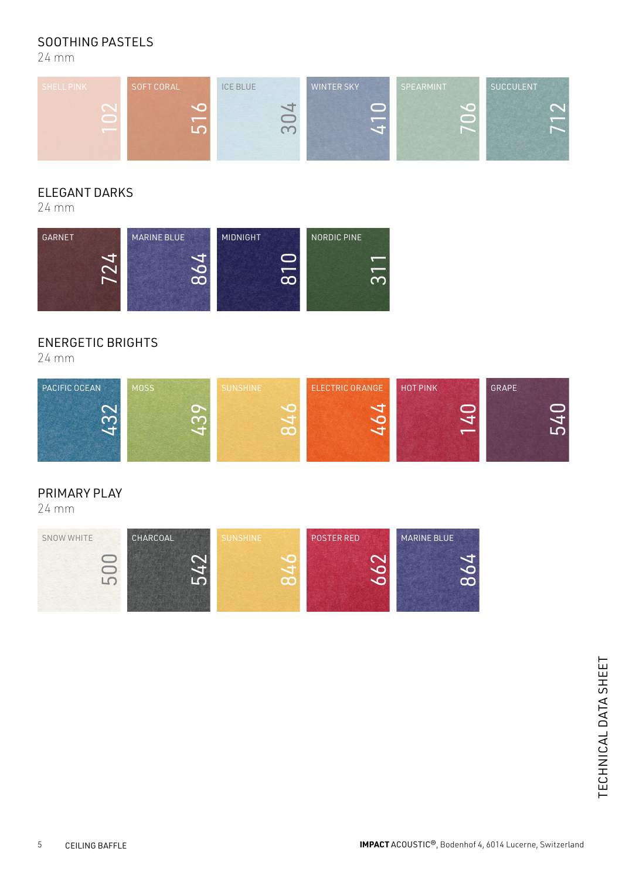## SOOTHING PASTELS

24 mm

| SHELL PINK | SOFT CORAL | ICE BLUE | WINTER SKY | SPEARMINT | SUCCULENT |
|---|---|---|---|---|---|
| 102 | 516 | 304 | 410 | 706 | 712 |

## ELEGANT DARKS

24 mm

| GARNET | MARINE BLUE | MIDNIGHT | NORDIC PINE |
|---|---|---|---|
| 724 | 864 | 810 | 311 |

## ENERGETIC BRIGHTS

24 mm

| PACIFIC OCEAN | MOSS | SUNSHINE | ELECTRIC ORANGE | HOT PINK | GRAPE |
|---|---|---|---|---|---|
| 432 | 439 | 846 | 464 | 140 | 540 |

## PRIMARY PLAY

24 mm

| SNOW WHITE | CHARCOAL | SUNSHINE | POSTER RED | MARINE BLUE |
|---|---|---|---|---|
| 500 | 542 | 846 | 662 | 864 |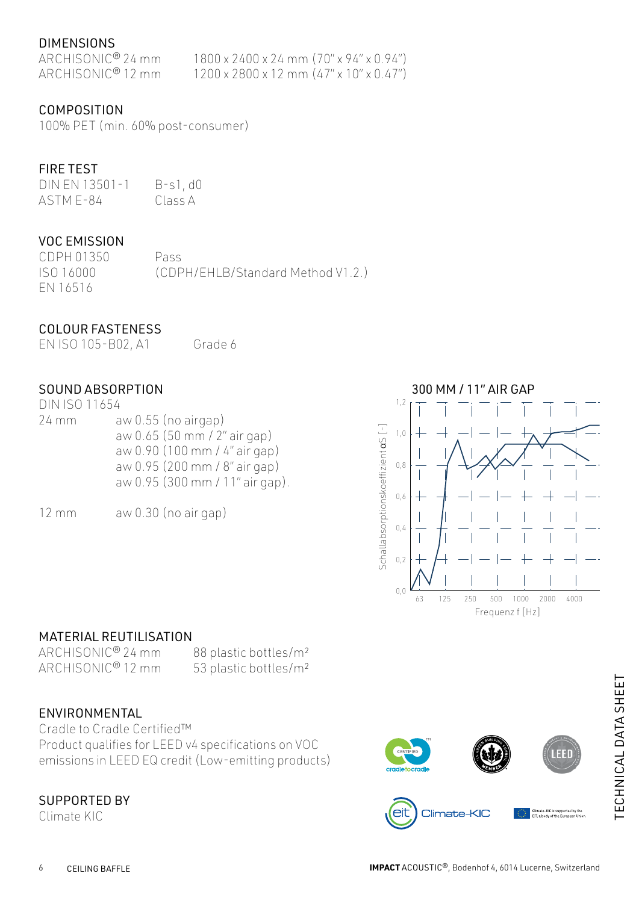## DIMENSIONS

| | |
|---|---|
| ARCHISONIC® 24 mm | 1800 x 2400 x 24 mm (70" x 94" x 0.94") |
| ARCHISONIC® 12 mm | 1200 x 2800 x 12 mm (47" x 10" x 0.47") |

## COMPOSITION

100% PET (min. 60% post-consumer)

## FIRE TEST

| | |
|---|---|
| DIN EN 13501-1 | B-s1, d0 |
| ASTM E-84 | Class A |

## VOC EMISSION

| | |
|---|---|
| CDPH 01350 | Pass |
| ISO 16000 | (CDPH/EHLB/Standard Method V1.2.) |
| EN 16516 | |

## COLOUR FASTENESS

| | |
|---|---|
| EN ISO 105-B02, A1 | Grade 6 |

## SOUND ABSORPTION

DIN ISO 11654

| | |
|---|---|
| 24 mm | aw 0.55 (no airgap) |
| | aw 0.65 (50 mm / 2" air gap) |
| | aw 0.90 (100 mm / 4" air gap) |
| | aw 0.95 (200 mm / 8" air gap) |
| | aw 0.95 (300 mm / 11" air gap). |
| 12 mm | aw 0.30 (no air gap) |

300 MM / 11" AIR GAP

Schallabsorptionskoeffizient αS [-]

1,2
1,0
0,8
0,6
0,4
0,2
0,0

63 125 250 500 1000 2000 4000

Frequenz f [Hz]

## MATERIAL REUTILISATION

| | |
|---|---|
| ARCHISONIC® 24 mm | 88 plastic bottles/m² |
| ARCHISONIC® 12 mm | 53 plastic bottles/m² |

## ENVIRONMENTAL

Cradle to Cradle Certified™
Product qualifies for LEED v4 specifications on VOC emissions in LEED EQ credit (Low-emitting products)

## SUPPORTED BY

Climate KIC

CEILING BAFFLE

**IMPACT** ACOUSTIC®, Bodenhof 4, 6014 Lucerne, Switzerland

TECHNICAL DATA SHEET